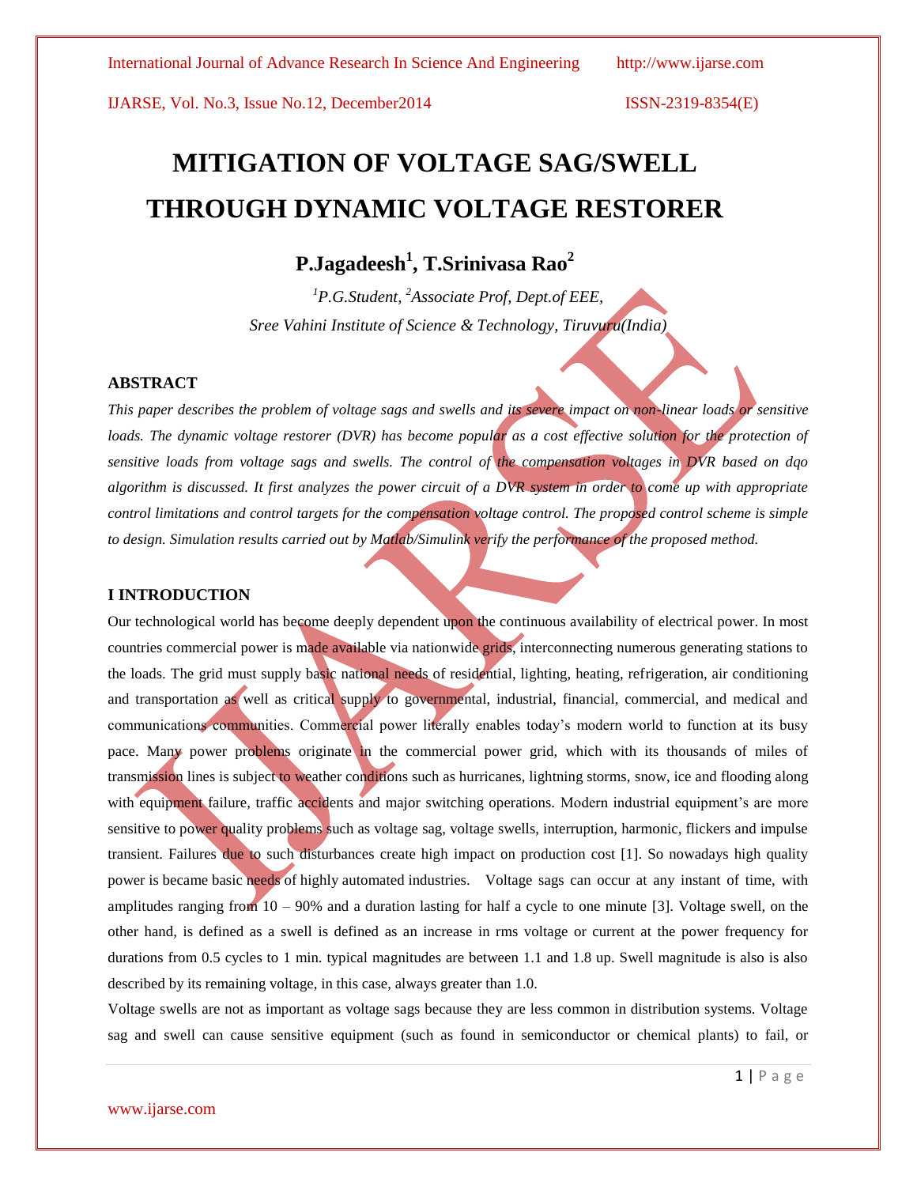# MITIGATION OF VOLTAGE SAG/SWELL THROUGH DYNAMIC VOLTAGE RESTORER

**P.Jagadeesh[1], T.Srinivasa Rao[2]**

*[1]P.G.Student, [2]Associate Prof, Dept.of EEE,*

*Sree Vahini Institute of Science & Technology, Tiruvuru(India)*

## ABSTRACT

*This paper describes the problem of voltage sags and swells and its severe impact on non-linear loads or sensitive loads. The dynamic voltage restorer (DVR) has become popular as a cost effective solution for the protection of sensitive loads from voltage sags and swells. The control of the compensation voltages in DVR based on dqo algorithm is discussed. It first analyzes the power circuit of a DVR system in order to come up with appropriate control limitations and control targets for the compensation voltage control. The proposed control scheme is simple to design. Simulation results carried out by Matlab/Simulink verify the performance of the proposed method.*

## I INTRODUCTION

Our technological world has become deeply dependent upon the continuous availability of electrical power. In most countries commercial power is made available via nationwide grids, interconnecting numerous generating stations to the loads. The grid must supply basic national needs of residential, lighting, heating, refrigeration, air conditioning and transportation as well as critical supply to governmental, industrial, financial, commercial, and medical and communications communities. Commercial power literally enables today's modern world to function at its busy pace. Many power problems originate in the commercial power grid, which with its thousands of miles of transmission lines is subject to weather conditions such as hurricanes, lightning storms, snow, ice and flooding along with equipment failure, traffic accidents and major switching operations. Modern industrial equipment's are more sensitive to power quality problems such as voltage sag, voltage swells, interruption, harmonic, flickers and impulse transient. Failures due to such disturbances create high impact on production cost [1]. So nowadays high quality power is became basic needs of highly automated industries. Voltage sags can occur at any instant of time, with amplitudes ranging from 10 – 90% and a duration lasting for half a cycle to one minute [3]. Voltage swell, on the other hand, is defined as a swell is defined as an increase in rms voltage or current at the power frequency for durations from 0.5 cycles to 1 min. typical magnitudes are between 1.1 and 1.8 up. Swell magnitude is also is also described by its remaining voltage, in this case, always greater than 1.0.

Voltage swells are not as important as voltage sags because they are less common in distribution systems. Voltage sag and swell can cause sensitive equipment (such as found in semiconductor or chemical plants) to fail, or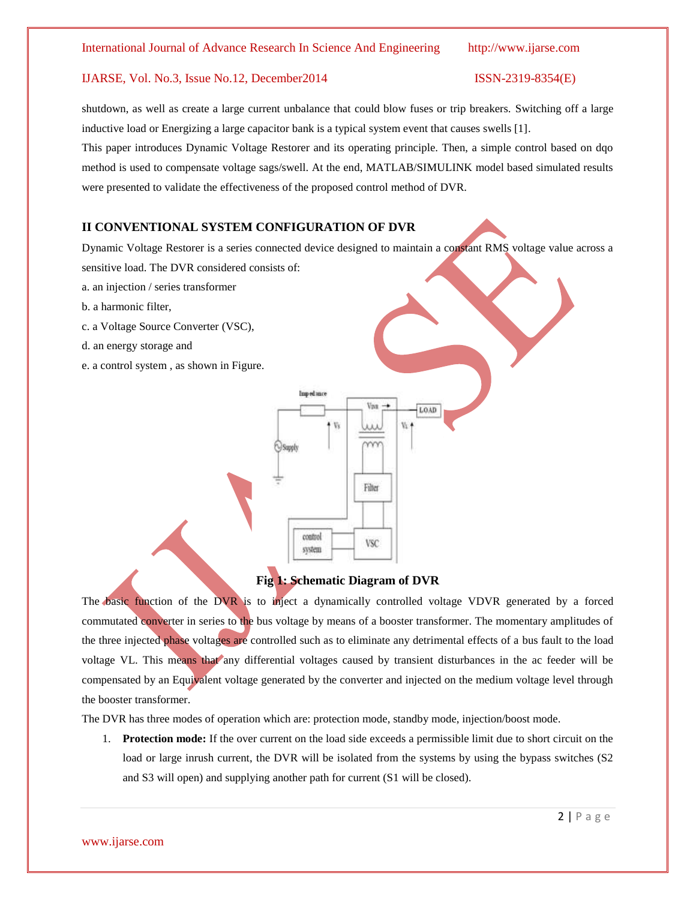shutdown, as well as create a large current unbalance that could blow fuses or trip breakers. Switching off a large inductive load or Energizing a large capacitor bank is a typical system event that causes swells [1].

This paper introduces Dynamic Voltage Restorer and its operating principle. Then, a simple control based on dqo method is used to compensate voltage sags/swell. At the end, MATLAB/SIMULINK model based simulated results were presented to validate the effectiveness of the proposed control method of DVR.

## II CONVENTIONAL SYSTEM CONFIGURATION OF DVR

Dynamic Voltage Restorer is a series connected device designed to maintain a constant RMS voltage value across a sensitive load. The DVR considered consists of:

a. an injection / series transformer

b. a harmonic filter,

c. a Voltage Source Converter (VSC),

d. an energy storage and

e. a control system , as shown in Figure.

**Fig 1: Schematic Diagram of DVR**

The basic function of the DVR is to inject a dynamically controlled voltage VDVR generated by a forced commutated converter in series to the bus voltage by means of a booster transformer. The momentary amplitudes of the three injected phase voltages are controlled such as to eliminate any detrimental effects of a bus fault to the load voltage VL. This means that any differential voltages caused by transient disturbances in the ac feeder will be compensated by an Equivalent voltage generated by the converter and injected on the medium voltage level through the booster transformer.

The DVR has three modes of operation which are: protection mode, standby mode, injection/boost mode.

1. **Protection mode:** If the over current on the load side exceeds a permissible limit due to short circuit on the load or large inrush current, the DVR will be isolated from the systems by using the bypass switches (S2 and S3 will open) and supplying another path for current (S1 will be closed).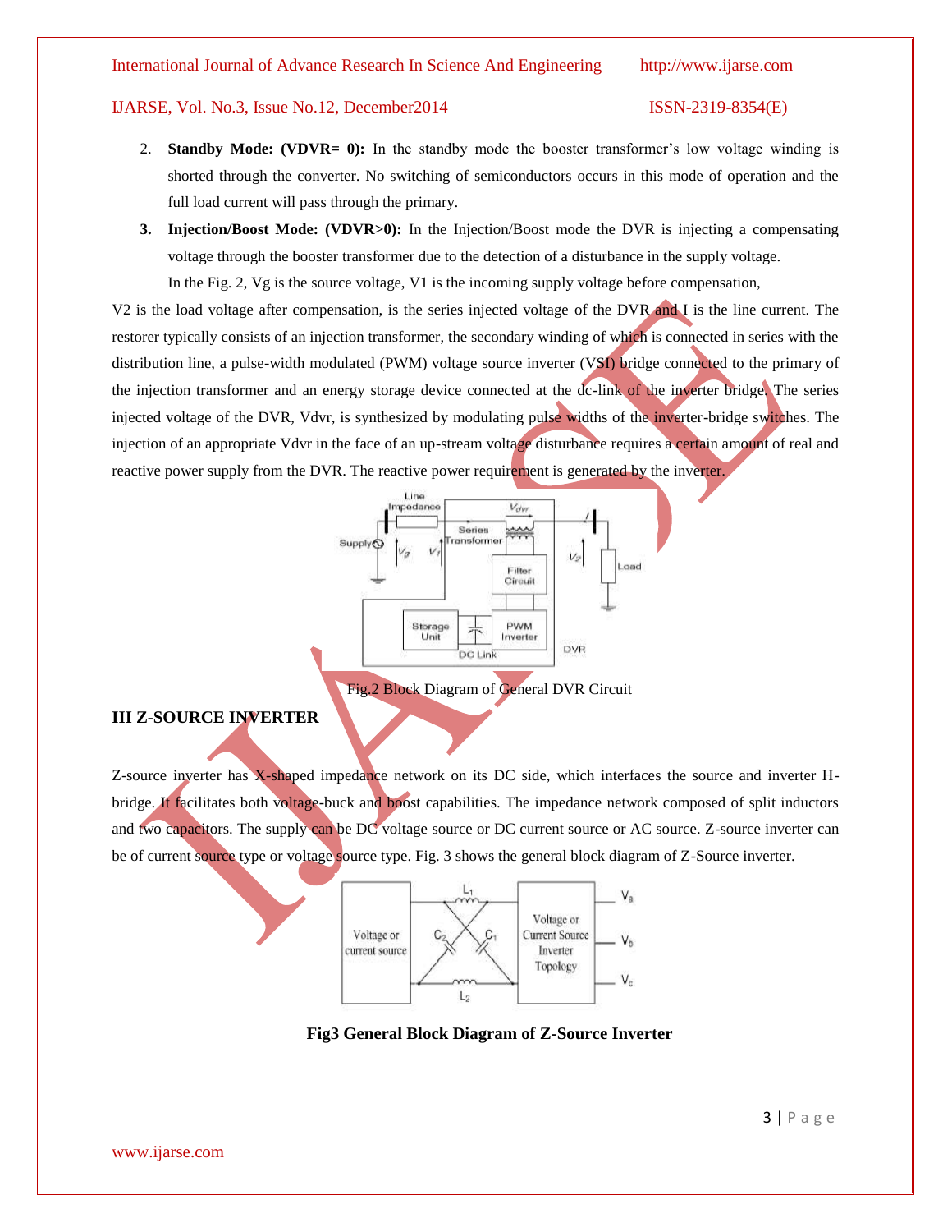2. **Standby Mode: (VDVR= 0):** In the standby mode the booster transformer's low voltage winding is shorted through the converter. No switching of semiconductors occurs in this mode of operation and the full load current will pass through the primary.

3. **Injection/Boost Mode: (VDVR>0):** In the Injection/Boost mode the DVR is injecting a compensating voltage through the booster transformer due to the detection of a disturbance in the supply voltage.

In the Fig. 2, Vg is the source voltage, V1 is the incoming supply voltage before compensation, V2 is the load voltage after compensation, is the series injected voltage of the DVR and I is the line current. The restorer typically consists of an injection transformer, the secondary winding of which is connected in series with the distribution line, a pulse-width modulated (PWM) voltage source inverter (VSI) bridge connected to the primary of the injection transformer and an energy storage device connected at the dc-link of the inverter bridge. The series injected voltage of the DVR, Vdvr, is synthesized by modulating pulse widths of the inverter-bridge switches. The injection of an appropriate Vdvr in the face of an up-stream voltage disturbance requires a certain amount of real and reactive power supply from the DVR. The reactive power requirement is generated by the inverter.

Fig.2 Block Diagram of General DVR Circuit

## III Z-SOURCE INVERTER

Z-source inverter has X-shaped impedance network on its DC side, which interfaces the source and inverter H-bridge. It facilitates both voltage-buck and boost capabilities. The impedance network composed of split inductors and two capacitors. The supply can be DC voltage source or DC current source or AC source. Z-source inverter can be of current source type or voltage source type. Fig. 3 shows the general block diagram of Z-Source inverter.

**Fig3 General Block Diagram of Z-Source Inverter**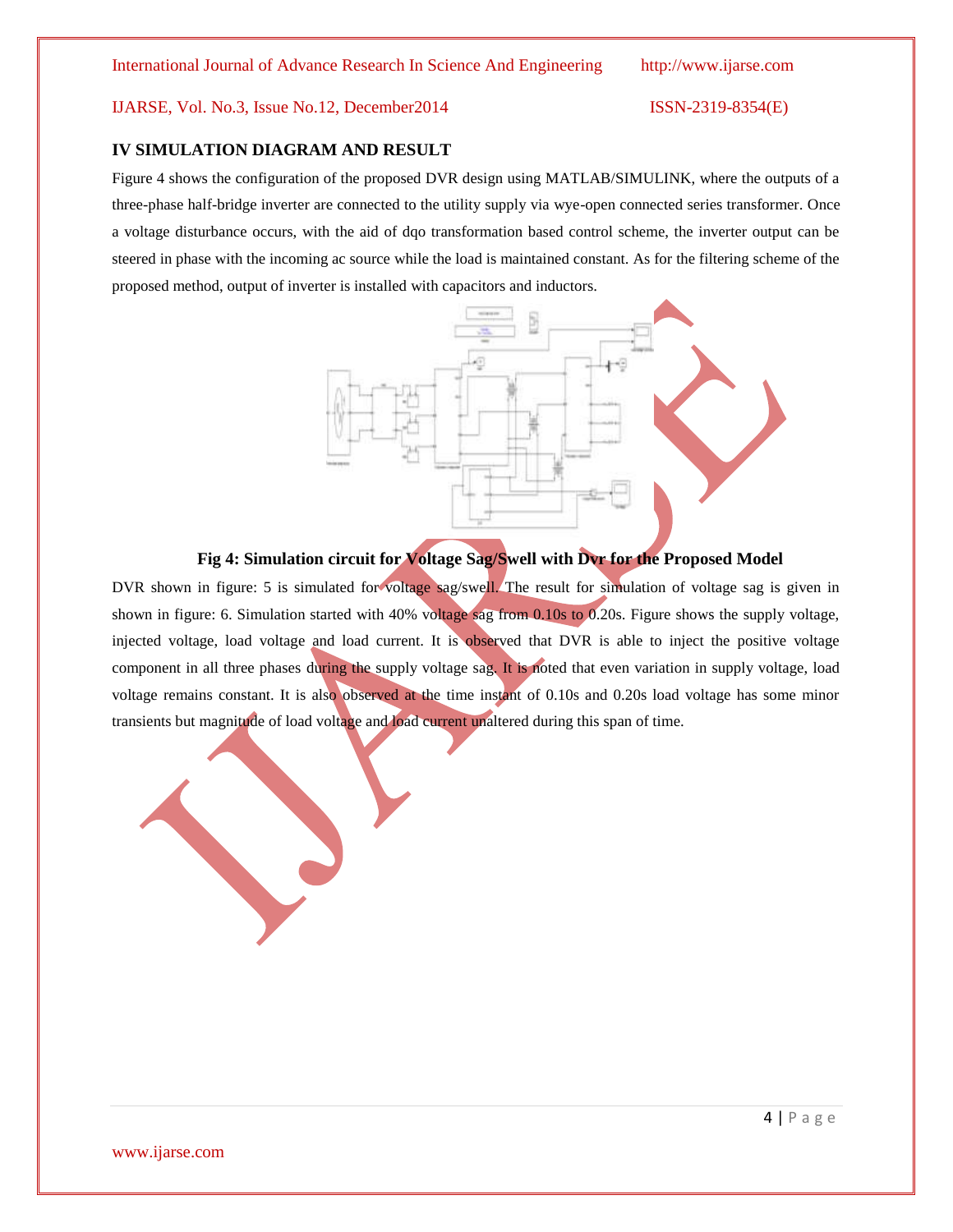## IV SIMULATION DIAGRAM AND RESULT

Figure 4 shows the configuration of the proposed DVR design using MATLAB/SIMULINK, where the outputs of a three-phase half-bridge inverter are connected to the utility supply via wye-open connected series transformer. Once a voltage disturbance occurs, with the aid of dqo transformation based control scheme, the inverter output can be steered in phase with the incoming ac source while the load is maintained constant. As for the filtering scheme of the proposed method, output of inverter is installed with capacitors and inductors.

**Fig 4: Simulation circuit for Voltage Sag/Swell with Dvr for the Proposed Model**

DVR shown in figure: 5 is simulated for voltage sag/swell. The result for simulation of voltage sag is given in shown in figure: 6. Simulation started with 40% voltage sag from 0.10s to 0.20s. Figure shows the supply voltage, injected voltage, load voltage and load current. It is observed that DVR is able to inject the positive voltage component in all three phases during the supply voltage sag. It is noted that even variation in supply voltage, load voltage remains constant. It is also observed at the time instant of 0.10s and 0.20s load voltage has some minor transients but magnitude of load voltage and load current unaltered during this span of time.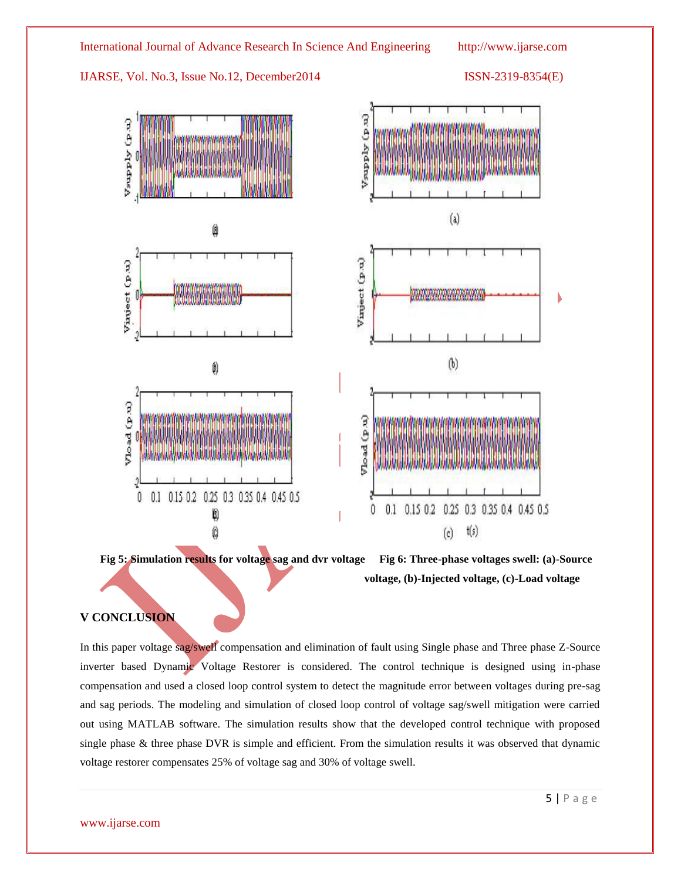Fig 5: Simulation results for voltage sag and dvr voltage

Fig 6: Three-phase voltages swell: (a)-Source voltage, (b)-Injected voltage, (c)-Load voltage

## V CONCLUSION

In this paper voltage sag/swell compensation and elimination of fault using Single phase and Three phase Z-Source inverter based Dynamic Voltage Restorer is considered. The control technique is designed using in-phase compensation and used a closed loop control system to detect the magnitude error between voltages during pre-sag and sag periods. The modeling and simulation of closed loop control of voltage sag/swell mitigation were carried out using MATLAB software. The simulation results show that the developed control technique with proposed single phase & three phase DVR is simple and efficient. From the simulation results it was observed that dynamic voltage restorer compensates 25% of voltage sag and 30% of voltage swell.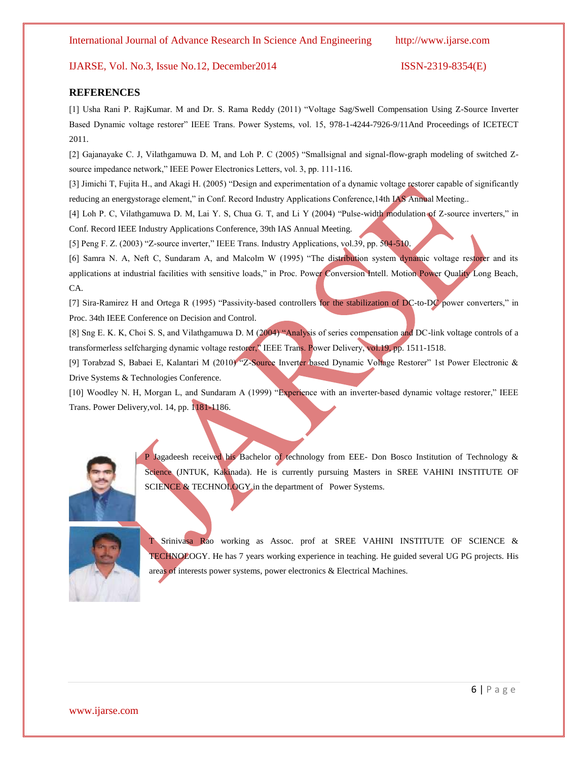## REFERENCES

[1] Usha Rani P. RajKumar. M and Dr. S. Rama Reddy (2011) "Voltage Sag/Swell Compensation Using Z-Source Inverter Based Dynamic voltage restorer" IEEE Trans. Power Systems, vol. 15, 978-1-4244-7926-9/11And Proceedings of ICETECT 2011.

[2] Gajanayake C. J, Vilathgamuwa D. M, and Loh P. C (2005) "Smallsignal and signal-flow-graph modeling of switched Z-source impedance network," IEEE Power Electronics Letters, vol. 3, pp. 111-116.

[3] Jimichi T, Fujita H., and Akagi H. (2005) "Design and experimentation of a dynamic voltage restorer capable of significantly reducing an energystorage element," in Conf. Record Industry Applications Conference,14th IAS Annual Meeting..

[4] Loh P. C, Vilathgamuwa D. M, Lai Y. S, Chua G. T, and Li Y (2004) "Pulse-width modulation of Z-source inverters," in Conf. Record IEEE Industry Applications Conference, 39th IAS Annual Meeting.

[5] Peng F. Z. (2003) "Z-source inverter," IEEE Trans. Industry Applications, vol.39, pp. 504-510.

[6] Samra N. A, Neft C, Sundaram A, and Malcolm W (1995) "The distribution system dynamic voltage restorer and its applications at industrial facilities with sensitive loads," in Proc. Power Conversion Intell. Motion Power Quality Long Beach, CA.

[7] Sira-Ramirez H and Ortega R (1995) "Passivity-based controllers for the stabilization of DC-to-DC power converters," in Proc. 34th IEEE Conference on Decision and Control.

[8] Sng E. K. K, Choi S. S, and Vilathgamuwa D. M (2004) "Analysis of series compensation and DC-link voltage controls of a transformerless selfcharging dynamic voltage restorer," IEEE Trans. Power Delivery, vol.19, pp. 1511-1518.

[9] Torabzad S, Babaei E, Kalantari M (2010) "Z-Source Inverter based Dynamic Voltage Restorer" 1st Power Electronic & Drive Systems & Technologies Conference.

[10] Woodley N. H, Morgan L, and Sundaram A (1999) "Experience with an inverter-based dynamic voltage restorer," IEEE Trans. Power Delivery,vol. 14, pp. 1181-1186.

P Jagadeesh received his Bachelor of technology from EEE- Don Bosco Institution of Technology & Science (JNTUK, Kakinada). He is currently pursuing Masters in SREE VAHINI INSTITUTE OF SCIENCE & TECHNOLOGY in the department of Power Systems.

T Srinivasa Rao working as Assoc. prof at SREE VAHINI INSTITUTE OF SCIENCE & TECHNOLOGY. He has 7 years working experience in teaching. He guided several UG PG projects. His areas of interests power systems, power electronics & Electrical Machines.